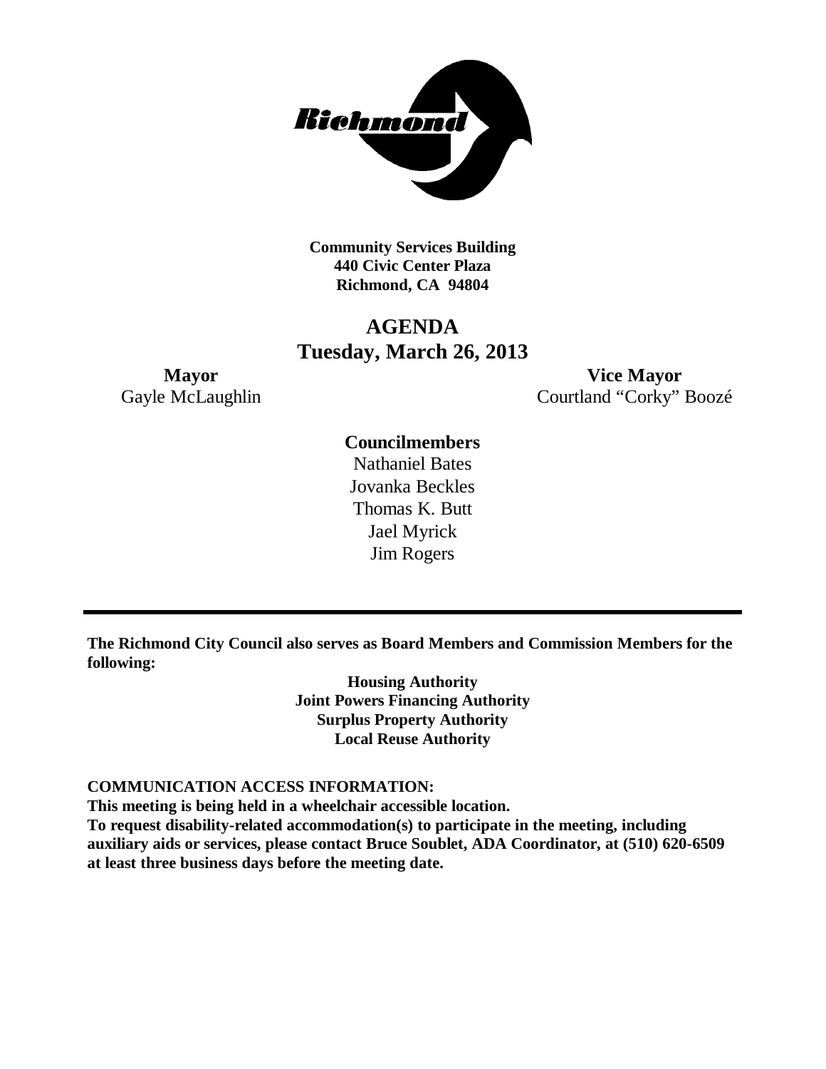**Community Services Building**
**440 Civic Center Plaza**
**Richmond, CA 94804**

# AGENDA
## Tuesday, March 26, 2013

**Mayor**
Gayle McLaughlin

**Vice Mayor**
Courtland "Corky" Boozé

**Councilmembers**
Nathaniel Bates
Jovanka Beckles
Thomas K. Butt
Jael Myrick
Jim Rogers

---

**The Richmond City Council also serves as Board Members and Commission Members for the following:**

**Housing Authority**
**Joint Powers Financing Authority**
**Surplus Property Authority**
**Local Reuse Authority**

**COMMUNICATION ACCESS INFORMATION:**
**This meeting is being held in a wheelchair accessible location.**
**To request disability-related accommodation(s) to participate in the meeting, including auxiliary aids or services, please contact Bruce Soublet, ADA Coordinator, at (510) 620-6509 at least three business days before the meeting date.**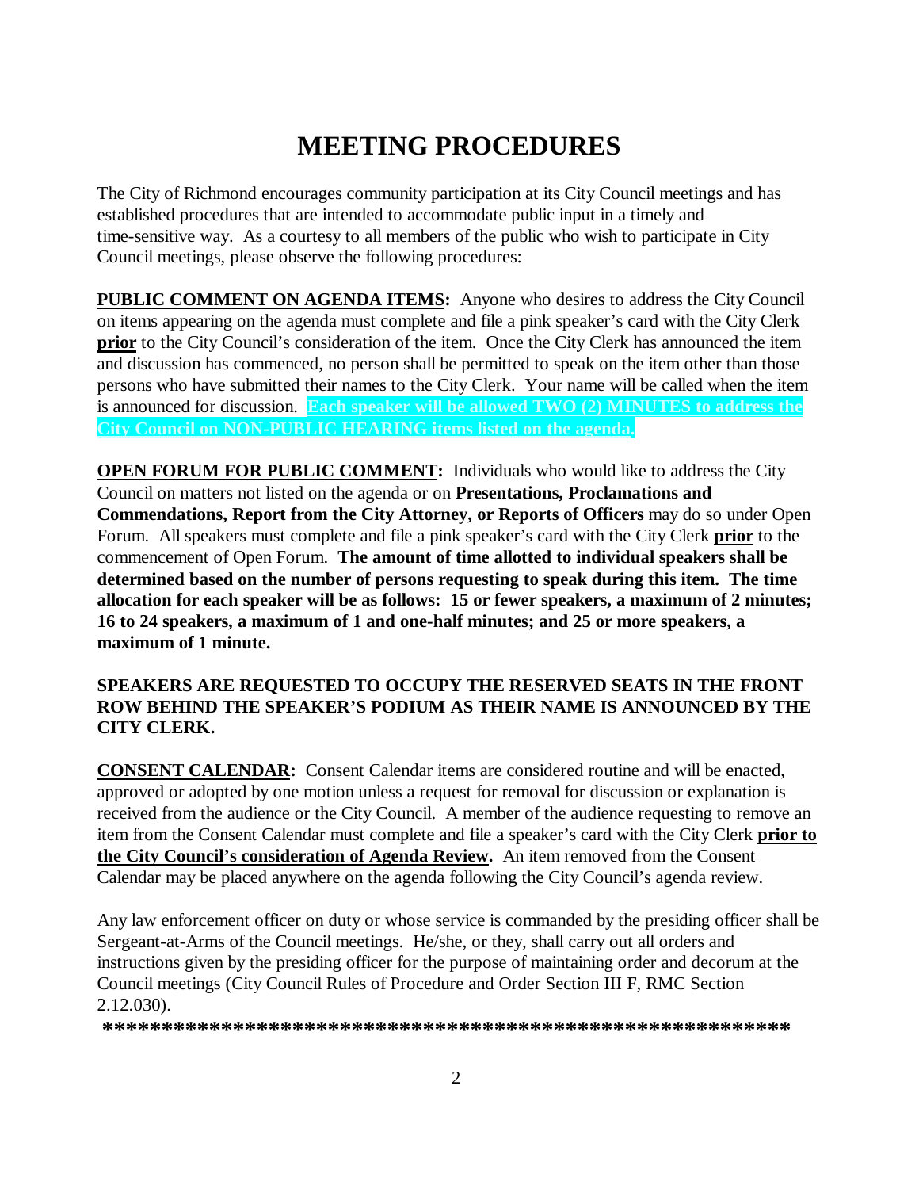# MEETING PROCEDURES

The City of Richmond encourages community participation at its City Council meetings and has established procedures that are intended to accommodate public input in a timely and time-sensitive way. As a courtesy to all members of the public who wish to participate in City Council meetings, please observe the following procedures:

**PUBLIC COMMENT ON AGENDA ITEMS:** Anyone who desires to address the City Council on items appearing on the agenda must complete and file a pink speaker's card with the City Clerk **prior** to the City Council's consideration of the item. Once the City Clerk has announced the item and discussion has commenced, no person shall be permitted to speak on the item other than those persons who have submitted their names to the City Clerk. Your name will be called when the item is announced for discussion. **Each speaker will be allowed TWO (2) MINUTES to address the City Council on NON-PUBLIC HEARING items listed on the agenda.**

**OPEN FORUM FOR PUBLIC COMMENT:** Individuals who would like to address the City Council on matters not listed on the agenda or on **Presentations, Proclamations and Commendations, Report from the City Attorney, or Reports of Officers** may do so under Open Forum. All speakers must complete and file a pink speaker's card with the City Clerk **prior** to the commencement of Open Forum. **The amount of time allotted to individual speakers shall be determined based on the number of persons requesting to speak during this item. The time allocation for each speaker will be as follows: 15 or fewer speakers, a maximum of 2 minutes; 16 to 24 speakers, a maximum of 1 and one-half minutes; and 25 or more speakers, a maximum of 1 minute.**

**SPEAKERS ARE REQUESTED TO OCCUPY THE RESERVED SEATS IN THE FRONT ROW BEHIND THE SPEAKER'S PODIUM AS THEIR NAME IS ANNOUNCED BY THE CITY CLERK.**

**CONSENT CALENDAR:** Consent Calendar items are considered routine and will be enacted, approved or adopted by one motion unless a request for removal for discussion or explanation is received from the audience or the City Council. A member of the audience requesting to remove an item from the Consent Calendar must complete and file a speaker's card with the City Clerk **prior to the City Council's consideration of Agenda Review.** An item removed from the Consent Calendar may be placed anywhere on the agenda following the City Council's agenda review.

Any law enforcement officer on duty or whose service is commanded by the presiding officer shall be Sergeant-at-Arms of the Council meetings. He/she, or they, shall carry out all orders and instructions given by the presiding officer for the purpose of maintaining order and decorum at the Council meetings (City Council Rules of Procedure and Order Section III F, RMC Section 2.12.030).

**\*\*\*\*\*\*\*\*\*\*\*\*\*\*\*\*\*\*\*\*\*\*\*\*\*\*\*\*\*\*\*\*\*\*\*\*\*\*\*\*\*\*\*\*\*\*\*\*\*\*\*\*\*\*\*\*\*\*\***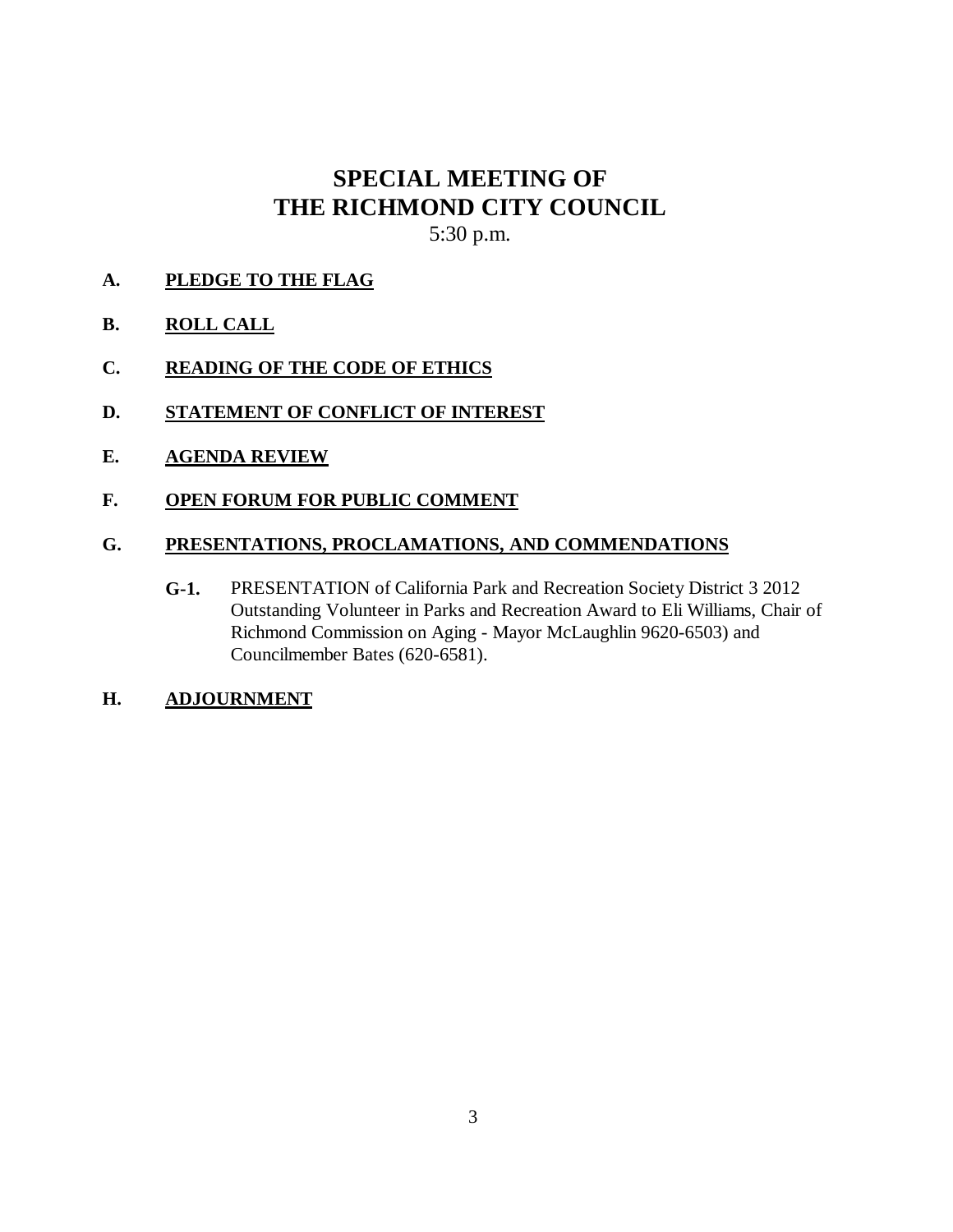# SPECIAL MEETING OF THE RICHMOND CITY COUNCIL

5:30 p.m.

**A. PLEDGE TO THE FLAG**

**B. ROLL CALL**

**C. READING OF THE CODE OF ETHICS**

**D. STATEMENT OF CONFLICT OF INTEREST**

**E. AGENDA REVIEW**

**F. OPEN FORUM FOR PUBLIC COMMENT**

**G. PRESENTATIONS, PROCLAMATIONS, AND COMMENDATIONS**

**G-1.** PRESENTATION of California Park and Recreation Society District 3 2012 Outstanding Volunteer in Parks and Recreation Award to Eli Williams, Chair of Richmond Commission on Aging - Mayor McLaughlin 9620-6503) and Councilmember Bates (620-6581).

**H. ADJOURNMENT**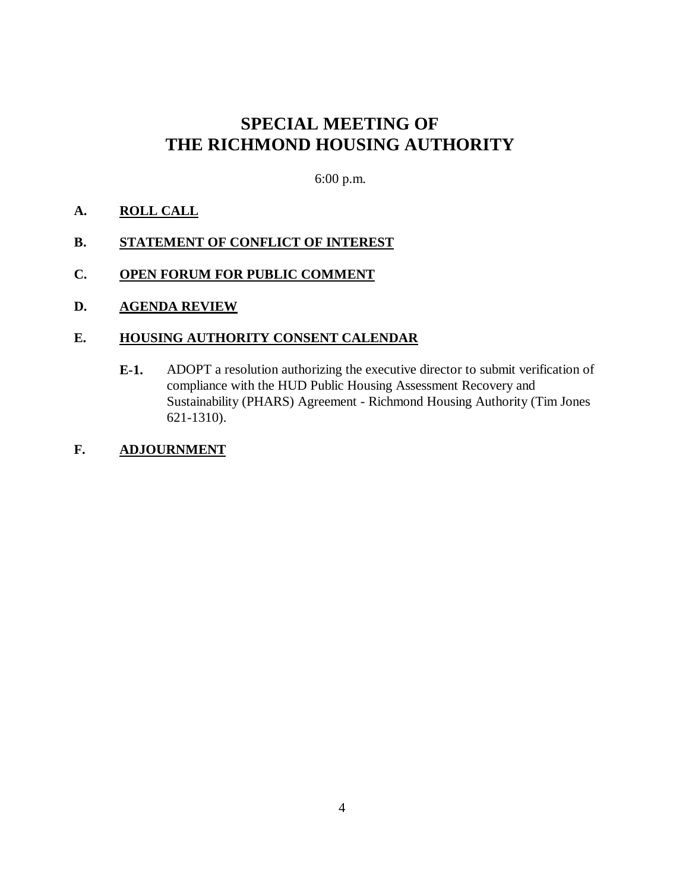# SPECIAL MEETING OF THE RICHMOND HOUSING AUTHORITY

6:00 p.m.

**A. ROLL CALL**

**B. STATEMENT OF CONFLICT OF INTEREST**

**C. OPEN FORUM FOR PUBLIC COMMENT**

**D. AGENDA REVIEW**

**E. HOUSING AUTHORITY CONSENT CALENDAR**

**E-1.** ADOPT a resolution authorizing the executive director to submit verification of compliance with the HUD Public Housing Assessment Recovery and Sustainability (PHARS) Agreement - Richmond Housing Authority (Tim Jones 621-1310).

**F. ADJOURNMENT**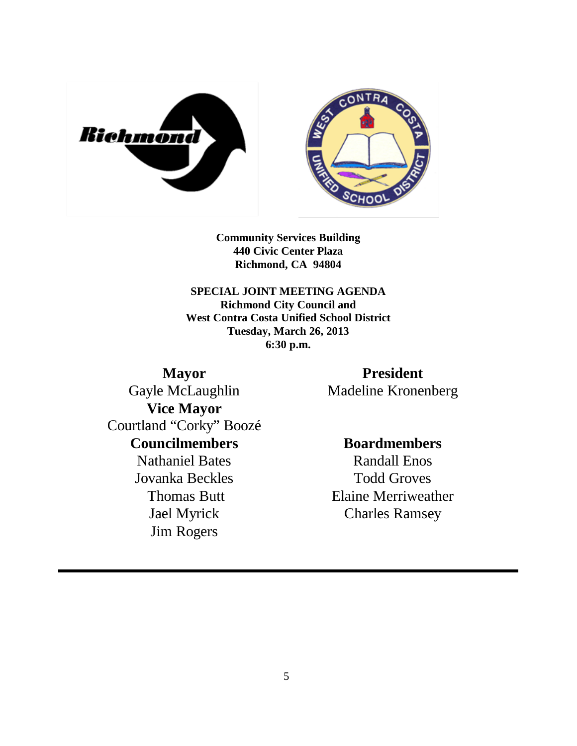**Community Services Building**
**440 Civic Center Plaza**
**Richmond, CA 94804**

**SPECIAL JOINT MEETING AGENDA**
**Richmond City Council and**
**West Contra Costa Unified School District**
**Tuesday, March 26, 2013**
**6:30 p.m.**

**Mayor**
Gayle McLaughlin
**Vice Mayor**
Courtland "Corky" Boozé
**Councilmembers**
Nathaniel Bates
Jovanka Beckles
Thomas Butt
Jael Myrick
Jim Rogers

**President**
Madeline Kronenberg

**Boardmembers**
Randall Enos
Todd Groves
Elaine Merriweather
Charles Ramsey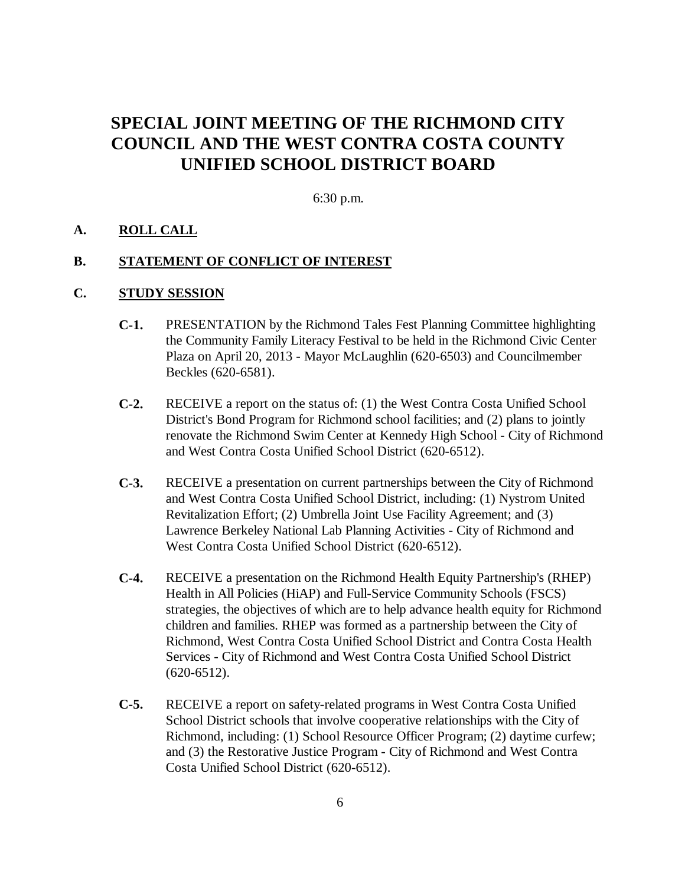# SPECIAL JOINT MEETING OF THE RICHMOND CITY COUNCIL AND THE WEST CONTRA COSTA COUNTY UNIFIED SCHOOL DISTRICT BOARD

6:30 p.m.

**A. ROLL CALL**

**B. STATEMENT OF CONFLICT OF INTEREST**

**C. STUDY SESSION**

**C-1.** PRESENTATION by the Richmond Tales Fest Planning Committee highlighting the Community Family Literacy Festival to be held in the Richmond Civic Center Plaza on April 20, 2013 - Mayor McLaughlin (620-6503) and Councilmember Beckles (620-6581).

**C-2.** RECEIVE a report on the status of: (1) the West Contra Costa Unified School District's Bond Program for Richmond school facilities; and (2) plans to jointly renovate the Richmond Swim Center at Kennedy High School - City of Richmond and West Contra Costa Unified School District (620-6512).

**C-3.** RECEIVE a presentation on current partnerships between the City of Richmond and West Contra Costa Unified School District, including: (1) Nystrom United Revitalization Effort; (2) Umbrella Joint Use Facility Agreement; and (3) Lawrence Berkeley National Lab Planning Activities - City of Richmond and West Contra Costa Unified School District (620-6512).

**C-4.** RECEIVE a presentation on the Richmond Health Equity Partnership's (RHEP) Health in All Policies (HiAP) and Full-Service Community Schools (FSCS) strategies, the objectives of which are to help advance health equity for Richmond children and families. RHEP was formed as a partnership between the City of Richmond, West Contra Costa Unified School District and Contra Costa Health Services - City of Richmond and West Contra Costa Unified School District (620-6512).

**C-5.** RECEIVE a report on safety-related programs in West Contra Costa Unified School District schools that involve cooperative relationships with the City of Richmond, including: (1) School Resource Officer Program; (2) daytime curfew; and (3) the Restorative Justice Program - City of Richmond and West Contra Costa Unified School District (620-6512).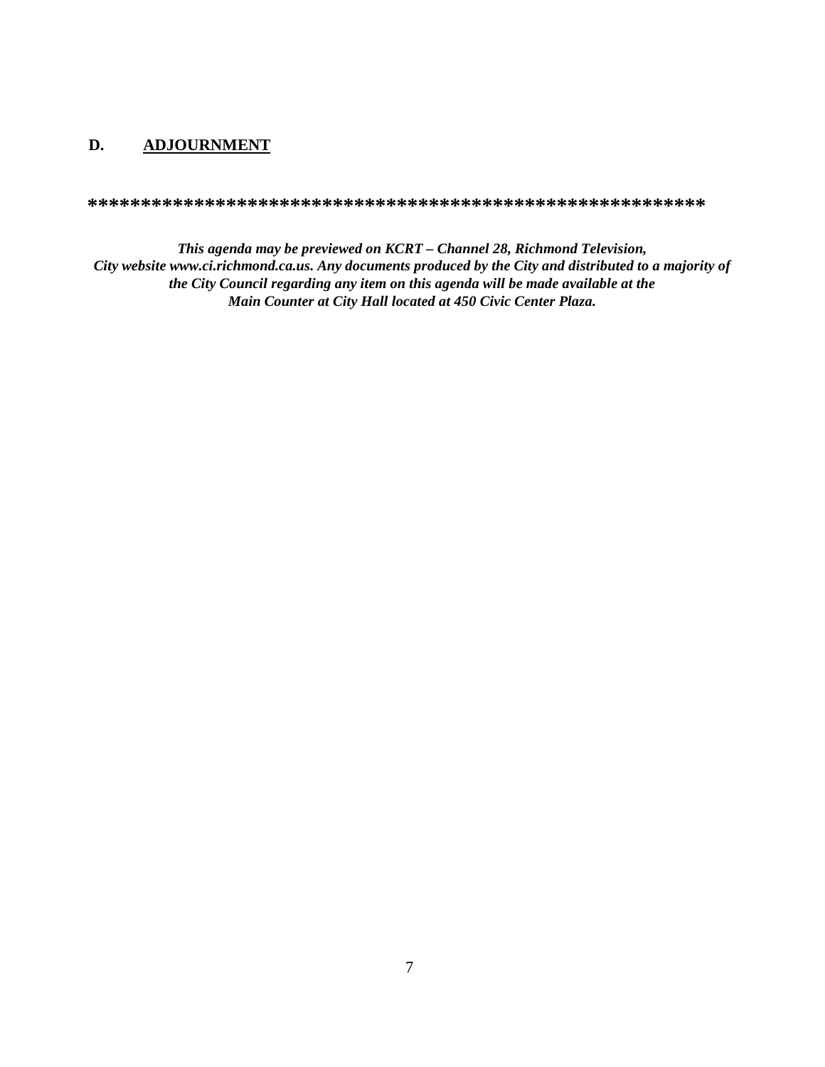**D. <u>ADJOURNMENT</u>**

**********************************************************

***This agenda may be previewed on KCRT – Channel 28, Richmond Television, City website www.ci.richmond.ca.us. Any documents produced by the City and distributed to a majority of the City Council regarding any item on this agenda will be made available at the Main Counter at City Hall located at 450 Civic Center Plaza.***